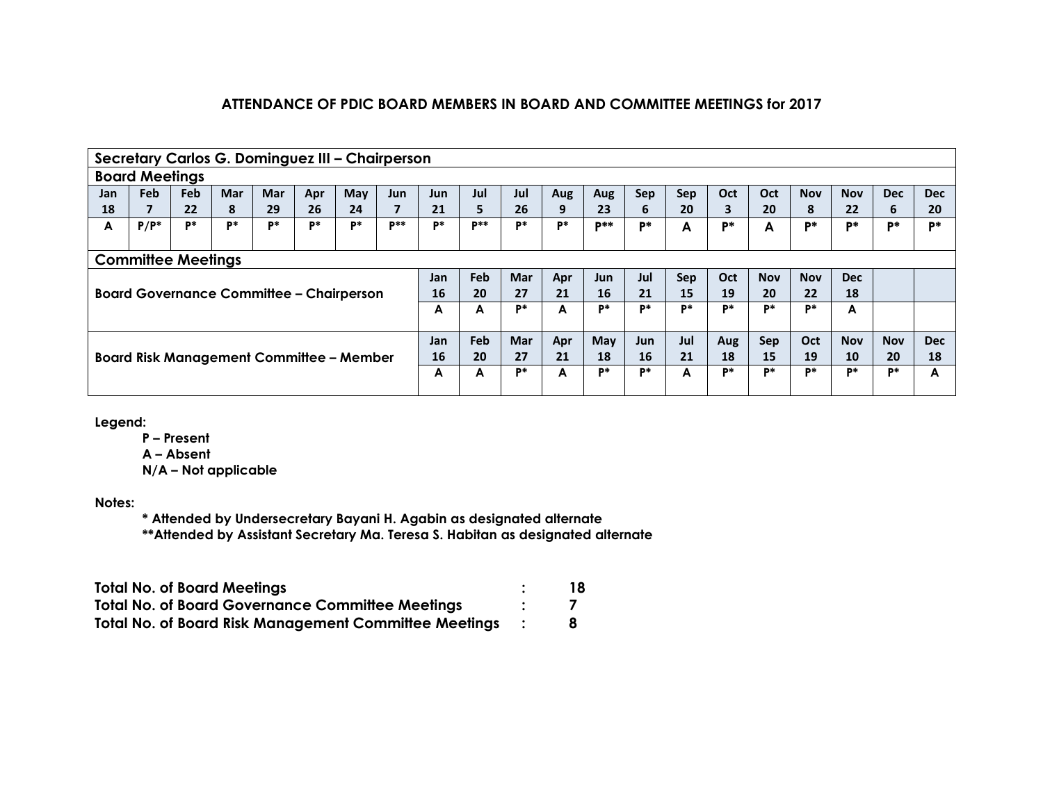## ATTENDANCE OF PDIC BOARD MEMBERS IN BOARD AND COMMITTEE MEETINGS for 2017

**Secretary Carlos G. Dominguez III – Chairperson**

**Board Meetings**

| Jan 18 | Feb 7 | Feb 22 | Mar 8 | Mar 29 | Apr 26 | May 24 | Jun 7 | Jun 21 | Jul 5 | Jul 26 | Aug 9 | Aug 23 | Sep 6 | Sep 20 | Oct 3 | Oct 20 | Nov 8 | Nov 22 | Dec 6 | Dec 20 |
|---|---|---|---|---|---|---|---|---|---|---|---|---|---|---|---|---|---|---|---|---|
| A | P/P* | P* | P* | P* | P* | P* | P** | P* | P** | P* | P* | P** | P* | A | P* | A | P* | P* | P* | P* |

**Committee Meetings**

| Committee | | | | | | | | | | | | | |
|---|---|---|---|---|---|---|---|---|---|---|---|---|---|
| **Board Governance Committee – Chairperson** | Jan 16 | Feb 20 | Mar 27 | Apr 21 | Jun 16 | Jul 21 | Sep 15 | Oct 19 | Nov 20 | Nov 22 | Dec 18 | | |
| | A | A | P* | A | P* | P* | P* | P* | P* | P* | A | | |
| **Board Risk Management Committee – Member** | Jan 16 | Feb 20 | Mar 27 | Apr 21 | May 18 | Jun 16 | Jul 21 | Aug 18 | Sep 15 | Oct 19 | Nov 10 | Nov 20 | Dec 18 |
| | A | A | P* | A | P* | P* | A | P* | P* | P* | P* | P* | A |

**Legend:**

- **P – Present**
- **A – Absent**
- **N/A – Not applicable**

**Notes:**

**\* Attended by Undersecretary Bayani H. Agabin as designated alternate**
**\*\*Attended by Assistant Secretary Ma. Teresa S. Habitan as designated alternate**

| | | |
|---|---|---|
| **Total No. of Board Meetings** | : | **18** |
| **Total No. of Board Governance Committee Meetings** | : | **7** |
| **Total No. of Board Risk Management Committee Meetings** | : | **8** |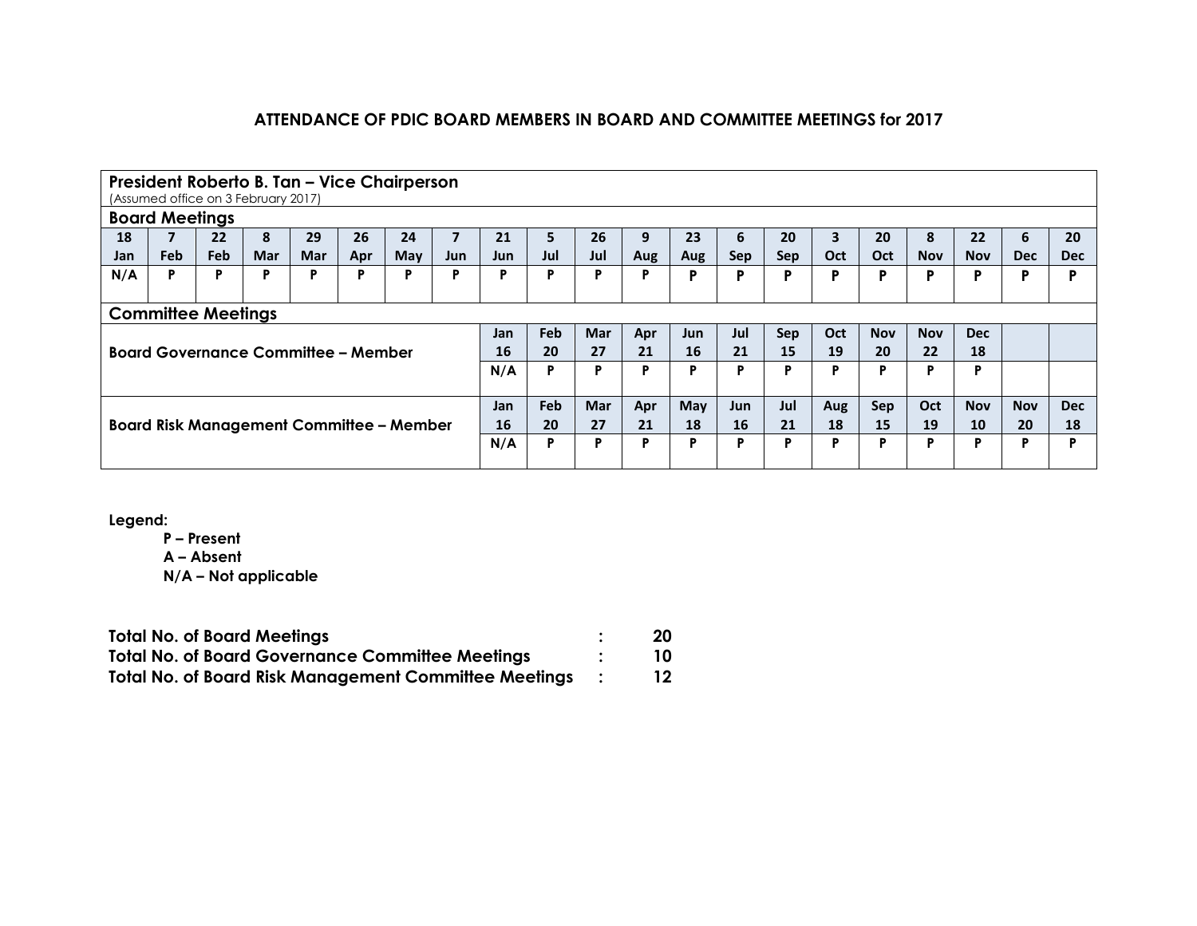## ATTENDANCE OF PDIC BOARD MEMBERS IN BOARD AND COMMITTEE MEETINGS for 2017

**President Roberto B. Tan – Vice Chairperson**
(Assumed office on 3 February 2017)

### Board Meetings

| 18 Jan | 7 Feb | 22 Feb | 8 Mar | 29 Mar | 26 Apr | 24 May | 7 Jun | 21 Jun | 5 Jul | 26 Jul | 9 Aug | 23 Aug | 6 Sep | 20 Sep | 3 Oct | 20 Oct | 8 Nov | 22 Nov | 6 Dec | 20 Dec |
|---|---|---|---|---|---|---|---|---|---|---|---|---|---|---|---|---|---|---|---|---|
| N/A | P | P | P | P | P | P | P | P | P | P | P | P | P | P | P | P | P | P | P | P |

### Committee Meetings

**Board Governance Committee – Member**

| Jan 16 | Feb 20 | Mar 27 | Apr 21 | Jun 16 | Jul 21 | Sep 15 | Oct 19 | Nov 20 | Nov 22 | Dec 18 |
|---|---|---|---|---|---|---|---|---|---|---|
| N/A | P | P | P | P | P | P | P | P | P | P |

**Board Risk Management Committee – Member**

| Jan 16 | Feb 20 | Mar 27 | Apr 21 | May 18 | Jun 16 | Jul 21 | Aug 18 | Sep 15 | Oct 19 | Nov 10 | Nov 20 | Dec 18 |
|---|---|---|---|---|---|---|---|---|---|---|---|---|
| N/A | P | P | P | P | P | P | P | P | P | P | P | P |

**Legend:**
- **P – Present**
- **A – Absent**
- **N/A – Not applicable**

**Total No. of Board Meetings : 20**
**Total No. of Board Governance Committee Meetings : 10**
**Total No. of Board Risk Management Committee Meetings : 12**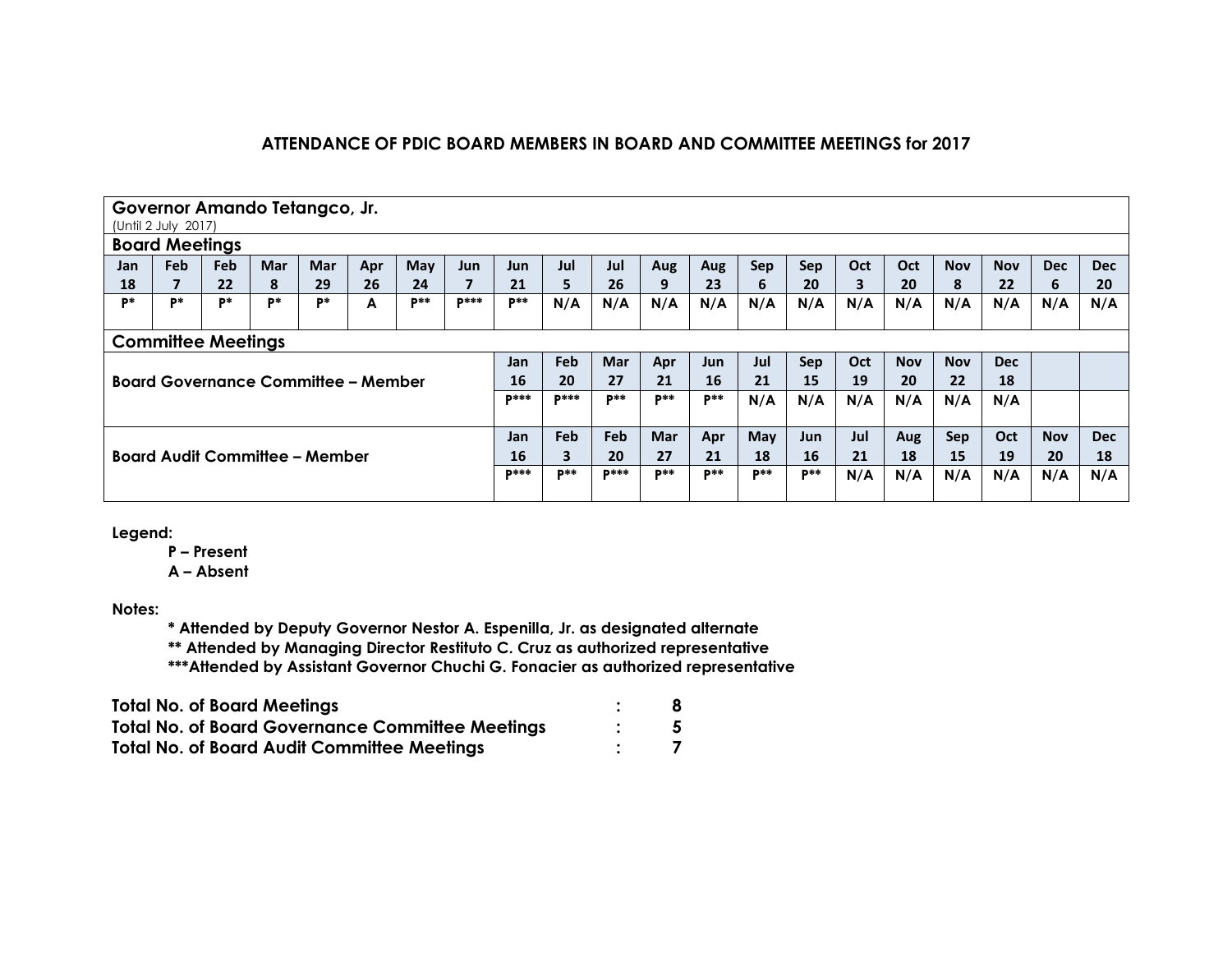## ATTENDANCE OF PDIC BOARD MEMBERS IN BOARD AND COMMITTEE MEETINGS for 2017

**Governor Amando Tetangco, Jr.**
(Until 2 July 2017)

**Board Meetings**

| Jan 18 | Feb 7 | Feb 22 | Mar 8 | Mar 29 | Apr 26 | May 24 | Jun 7 | Jun 21 | Jul 5 | Jul 26 | Aug 9 | Aug 23 | Sep 6 | Sep 20 | Oct 3 | Oct 20 | Nov 8 | Nov 22 | Dec 6 | Dec 20 |
|---|---|---|---|---|---|---|---|---|---|---|---|---|---|---|---|---|---|---|---|---|
| P* | P* | P* | P* | P* | A | P** | P*** | P** | N/A | N/A | N/A | N/A | N/A | N/A | N/A | N/A | N/A | N/A | N/A | N/A |

**Committee Meetings**

**Board Governance Committee – Member**

| Jan 16 | Feb 20 | Mar 27 | Apr 21 | Jun 16 | Jul 21 | Sep 15 | Oct 19 | Nov 20 | Nov 22 | Dec 18 |
|---|---|---|---|---|---|---|---|---|---|---|
| P*** | P*** | P** | P** | P** | N/A | N/A | N/A | N/A | N/A | N/A |

**Board Audit Committee – Member**

| Jan 16 | Feb 3 | Feb 20 | Mar 27 | Apr 21 | May 18 | Jun 16 | Jul 21 | Aug 18 | Sep 15 | Oct 19 | Nov 20 | Dec 18 |
|---|---|---|---|---|---|---|---|---|---|---|---|---|
| P*** | P** | P*** | P** | P** | P** | P** | N/A | N/A | N/A | N/A | N/A | N/A |

**Legend:**

- **P – Present**
- **A – Absent**

**Notes:**

**\* Attended by Deputy Governor Nestor A. Espenilla, Jr. as designated alternate**
**\*\* Attended by Managing Director Restituto C. Cruz as authorized representative**
**\*\*\*Attended by Assistant Governor Chuchi G. Fonacier as authorized representative**

| | | |
|---|---|---|
| **Total No. of Board Meetings** | **:** | **8** |
| **Total No. of Board Governance Committee Meetings** | **:** | **5** |
| **Total No. of Board Audit Committee Meetings** | **:** | **7** |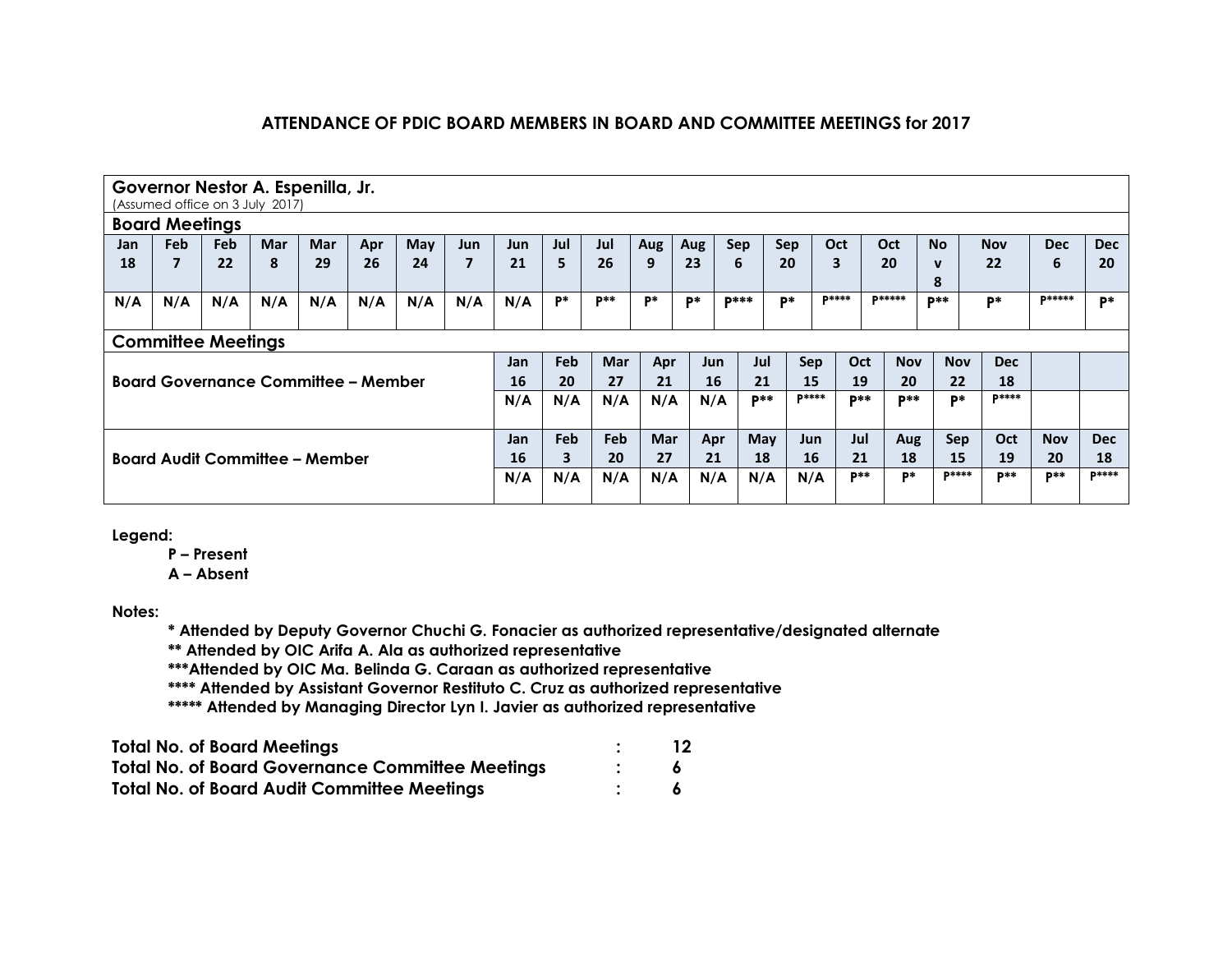## ATTENDANCE OF PDIC BOARD MEMBERS IN BOARD AND COMMITTEE MEETINGS for 2017

**Governor Nestor A. Espenilla, Jr.**
(Assumed office on 3 July 2017)

**Board Meetings**

| Jan 18 | Feb 7 | Feb 22 | Mar 8 | Mar 29 | Apr 26 | May 24 | Jun 7 | Jun 21 | Jul 5 | Jul 26 | Aug 9 | Aug 23 | Sep 6 | Sep 20 | Oct 3 | Oct 20 | Nov 8 | Nov 22 | Dec 6 | Dec 20 |
|---|---|---|---|---|---|---|---|---|---|---|---|---|---|---|---|---|---|---|---|---|
| N/A | N/A | N/A | N/A | N/A | N/A | N/A | N/A | N/A | P* | P** | P* | P* | P*** | P* | P**** | P***** | P** | P* | P***** | P* |

**Committee Meetings**

**Board Governance Committee – Member**

| Jan 16 | Feb 20 | Mar 27 | Apr 21 | Jun 16 | Jul 21 | Sep 15 | Oct 19 | Nov 20 | Nov 22 | Dec 18 |
|---|---|---|---|---|---|---|---|---|---|---|
| N/A | N/A | N/A | N/A | N/A | P** | P**** | P** | P** | P* | P**** |

**Board Audit Committee – Member**

| Jan 16 | Feb 3 | Feb 20 | Mar 27 | Apr 21 | May 18 | Jun 16 | Jul 21 | Aug 18 | Sep 15 | Oct 19 | Nov 20 | Dec 18 |
|---|---|---|---|---|---|---|---|---|---|---|---|---|
| N/A | N/A | N/A | N/A | N/A | N/A | N/A | P** | P* | P**** | P** | P** | P**** |

**Legend:**

**P – Present**
**A – Absent**

**Notes:**

**\* Attended by Deputy Governor Chuchi G. Fonacier as authorized representative/designated alternate**
**\*\* Attended by OIC Arifa A. Ala as authorized representative**
**\*\*\*Attended by OIC Ma. Belinda G. Caraan as authorized representative**
**\*\*\*\* Attended by Assistant Governor Restituto C. Cruz as authorized representative**
**\*\*\*\*\* Attended by Managing Director Lyn I. Javier as authorized representative**

| | | |
|---|---|---|
| **Total No. of Board Meetings** | **:** | **12** |
| **Total No. of Board Governance Committee Meetings** | **:** | **6** |
| **Total No. of Board Audit Committee Meetings** | **:** | **6** |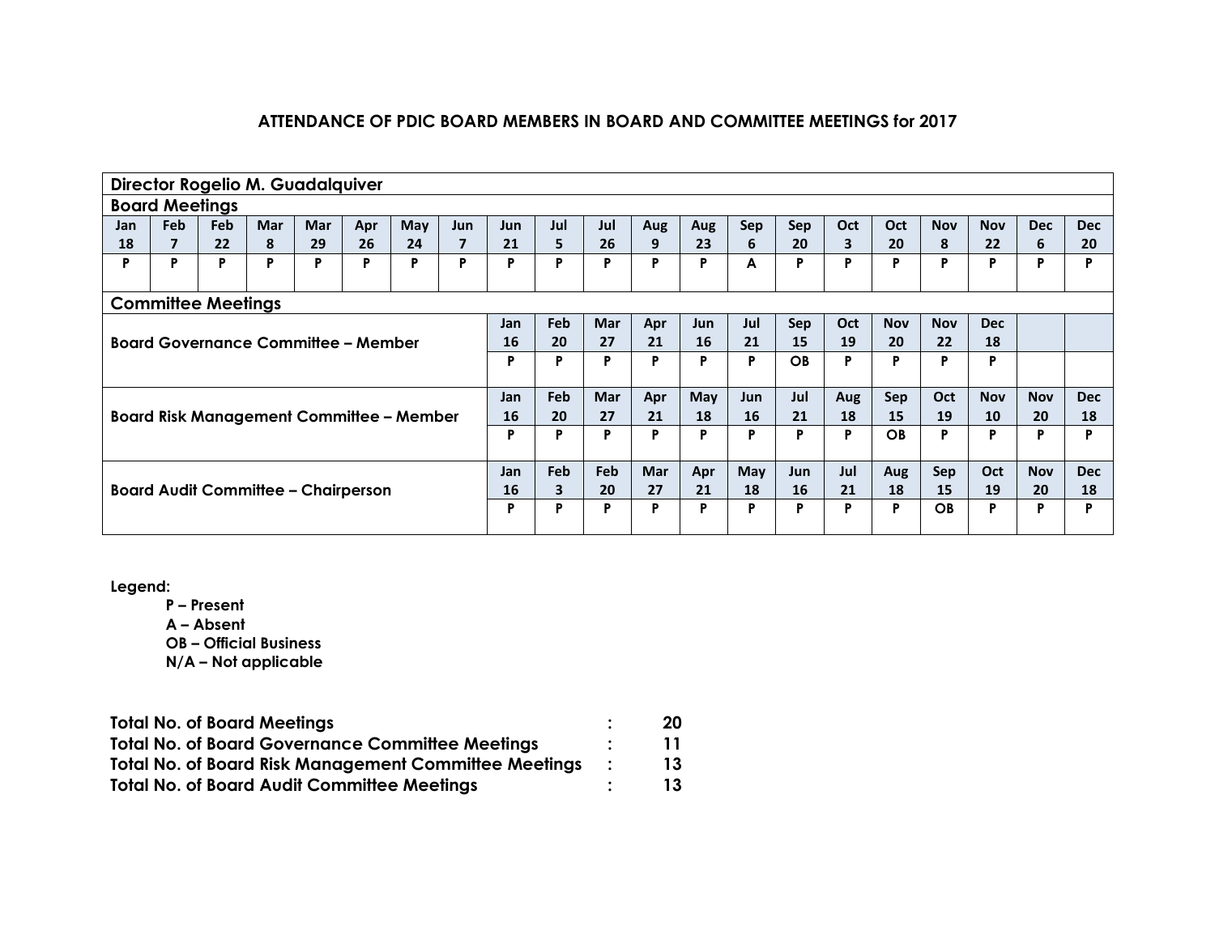**ATTENDANCE OF PDIC BOARD MEMBERS IN BOARD AND COMMITTEE MEETINGS for 2017**

**Director Rogelio M. Guadalquiver**

**Board Meetings**

| Jan 18 | Feb 7 | Feb 22 | Mar 8 | Mar 29 | Apr 26 | May 24 | Jun 7 | Jun 21 | Jul 5 | Jul 26 | Aug 9 | Aug 23 | Sep 6 | Sep 20 | Oct 3 | Oct 20 | Nov 8 | Nov 22 | Dec 6 | Dec 20 |
|---|---|---|---|---|---|---|---|---|---|---|---|---|---|---|---|---|---|---|---|---|
| P | P | P | P | P | P | P | P | P | P | P | P | P | A | P | P | P | P | P | P | P |

**Committee Meetings**

**Board Governance Committee – Member**

| Jan 16 | Feb 20 | Mar 27 | Apr 21 | Jun 16 | Jul 21 | Sep 15 | Oct 19 | Nov 20 | Nov 22 | Dec 18 |
|---|---|---|---|---|---|---|---|---|---|---|
| P | P | P | P | P | P | OB | P | P | P | P |

**Board Risk Management Committee – Member**

| Jan 16 | Feb 20 | Mar 27 | Apr 21 | May 18 | Jun 16 | Jul 21 | Aug 18 | Sep 15 | Oct 19 | Nov 10 | Nov 20 | Dec 18 |
|---|---|---|---|---|---|---|---|---|---|---|---|---|
| P | P | P | P | P | P | P | P | OB | P | P | P | P |

**Board Audit Committee – Chairperson**

| Jan 16 | Feb 3 | Feb 20 | Mar 27 | Apr 21 | May 18 | Jun 16 | Jul 21 | Aug 18 | Sep 15 | Oct 19 | Nov 20 | Dec 18 |
|---|---|---|---|---|---|---|---|---|---|---|---|---|
| P | P | P | P | P | P | P | P | P | OB | P | P | P |

**Legend:**

- **P – Present**
- **A – Absent**
- **OB – Official Business**
- **N/A – Not applicable**

**Total No. of Board Meetings : 20**
**Total No. of Board Governance Committee Meetings : 11**
**Total No. of Board Risk Management Committee Meetings : 13**
**Total No. of Board Audit Committee Meetings : 13**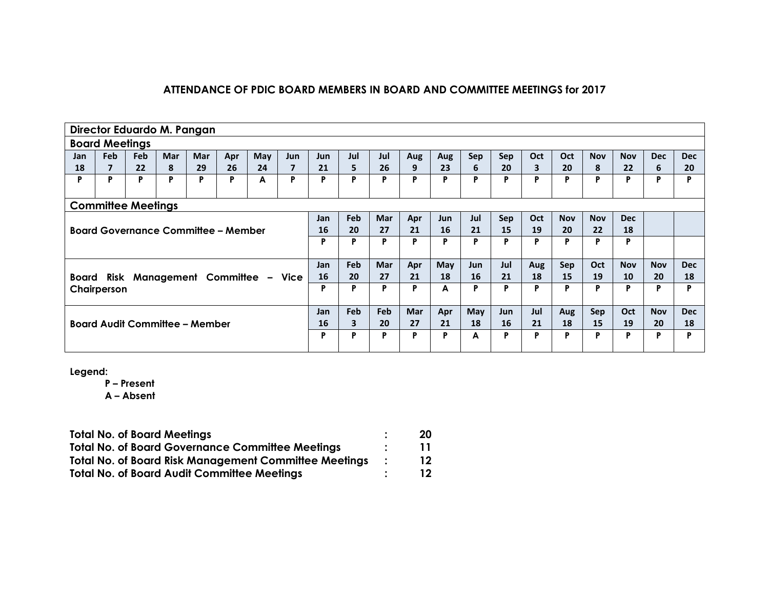### ATTENDANCE OF PDIC BOARD MEMBERS IN BOARD AND COMMITTEE MEETINGS for 2017

**Director Eduardo M. Pangan**

**Board Meetings**

| Jan 18 | Feb 7 | Feb 22 | Mar 8 | Mar 29 | Apr 26 | May 24 | Jun 7 | Jun 21 | Jul 5 | Jul 26 | Aug 9 | Aug 23 | Sep 6 | Sep 20 | Oct 3 | Oct 20 | Nov 8 | Nov 22 | Dec 6 | Dec 20 |
|---|---|---|---|---|---|---|---|---|---|---|---|---|---|---|---|---|---|---|---|---|
| P | P | P | P | P | P | A | P | P | P | P | P | P | P | P | P | P | P | P | P | P |

**Committee Meetings**

**Board Governance Committee – Member**

| Jan 16 | Feb 20 | Mar 27 | Apr 21 | Jun 16 | Jul 21 | Sep 15 | Oct 19 | Nov 20 | Nov 22 | Dec 18 |
|---|---|---|---|---|---|---|---|---|---|---|
| P | P | P | P | P | P | P | P | P | P | P |

**Board Risk Management Committee – Vice Chairperson**

| Jan 16 | Feb 20 | Mar 27 | Apr 21 | May 18 | Jun 16 | Jul 21 | Aug 18 | Sep 15 | Oct 19 | Nov 10 | Nov 20 | Dec 18 |
|---|---|---|---|---|---|---|---|---|---|---|---|---|
| P | P | P | P | A | P | P | P | P | P | P | P | P |

**Board Audit Committee – Member**

| Jan 16 | Feb 3 | Feb 20 | Mar 27 | Apr 21 | May 18 | Jun 16 | Jul 21 | Aug 18 | Sep 15 | Oct 19 | Nov 20 | Dec 18 |
|---|---|---|---|---|---|---|---|---|---|---|---|---|
| P | P | P | P | P | A | P | P | P | P | P | P | P |

**Legend:**

- **P – Present**
- **A – Absent**

| | | |
|---|---|---|
| **Total No. of Board Meetings** | **:** | **20** |
| **Total No. of Board Governance Committee Meetings** | **:** | **11** |
| **Total No. of Board Risk Management Committee Meetings** | **:** | **12** |
| **Total No. of Board Audit Committee Meetings** | **:** | **12** |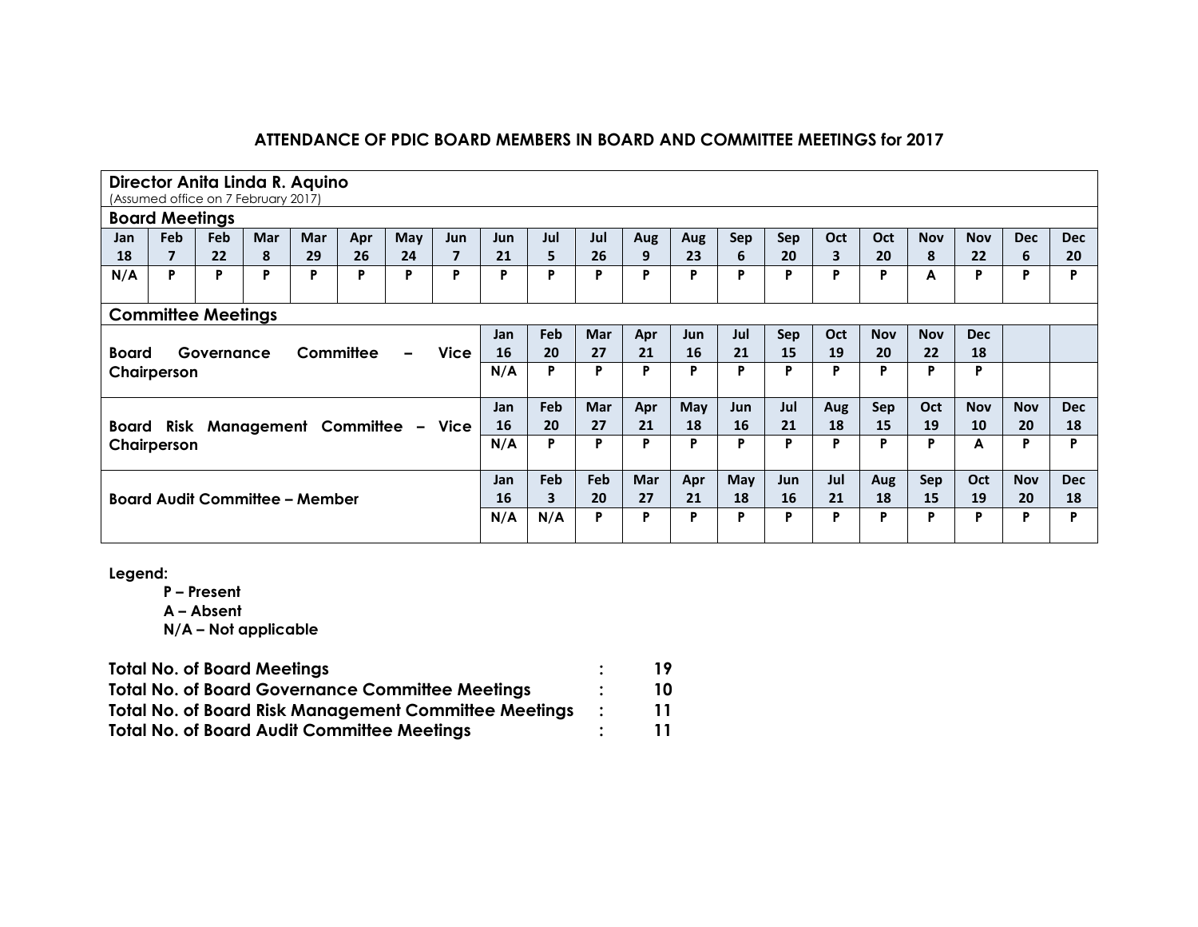## ATTENDANCE OF PDIC BOARD MEMBERS IN BOARD AND COMMITTEE MEETINGS for 2017

**Director Anita Linda R. Aquino**
(Assumed office on 7 February 2017)

### Board Meetings

| Jan 18 | Feb 7 | Feb 22 | Mar 8 | Mar 29 | Apr 26 | May 24 | Jun 7 | Jun 21 | Jul 5 | Jul 26 | Aug 9 | Aug 23 | Sep 6 | Sep 20 | Oct 3 | Oct 20 | Nov 8 | Nov 22 | Dec 6 | Dec 20 |
|---|---|---|---|---|---|---|---|---|---|---|---|---|---|---|---|---|---|---|---|---|
| N/A | P | P | P | P | P | P | P | P | P | P | P | P | P | P | P | P | A | P | P | P |

### Committee Meetings

**Board Governance Committee – Vice Chairperson**

| Jan 16 | Feb 20 | Mar 27 | Apr 21 | Jun 16 | Jul 21 | Sep 15 | Oct 19 | Nov 20 | Nov 22 | Dec 18 |
|---|---|---|---|---|---|---|---|---|---|---|
| N/A | P | P | P | P | P | P | P | P | P | P |

**Board Risk Management Committee – Vice Chairperson**

| Jan 16 | Feb 20 | Mar 27 | Apr 21 | May 18 | Jun 16 | Jul 21 | Aug 18 | Sep 15 | Oct 19 | Nov 10 | Nov 20 | Dec 18 |
|---|---|---|---|---|---|---|---|---|---|---|---|---|
| N/A | P | P | P | P | P | P | P | P | P | A | P | P |

**Board Audit Committee – Member**

| Jan 16 | Feb 3 | Feb 20 | Mar 27 | Apr 21 | May 18 | Jun 16 | Jul 21 | Aug 18 | Sep 15 | Oct 19 | Nov 20 | Dec 18 |
|---|---|---|---|---|---|---|---|---|---|---|---|---|
| N/A | N/A | P | P | P | P | P | P | P | P | P | P | P |

**Legend:**

- **P – Present**
- **A – Absent**
- **N/A – Not applicable**

**Total No. of Board Meetings : 19**
**Total No. of Board Governance Committee Meetings : 10**
**Total No. of Board Risk Management Committee Meetings : 11**
**Total No. of Board Audit Committee Meetings : 11**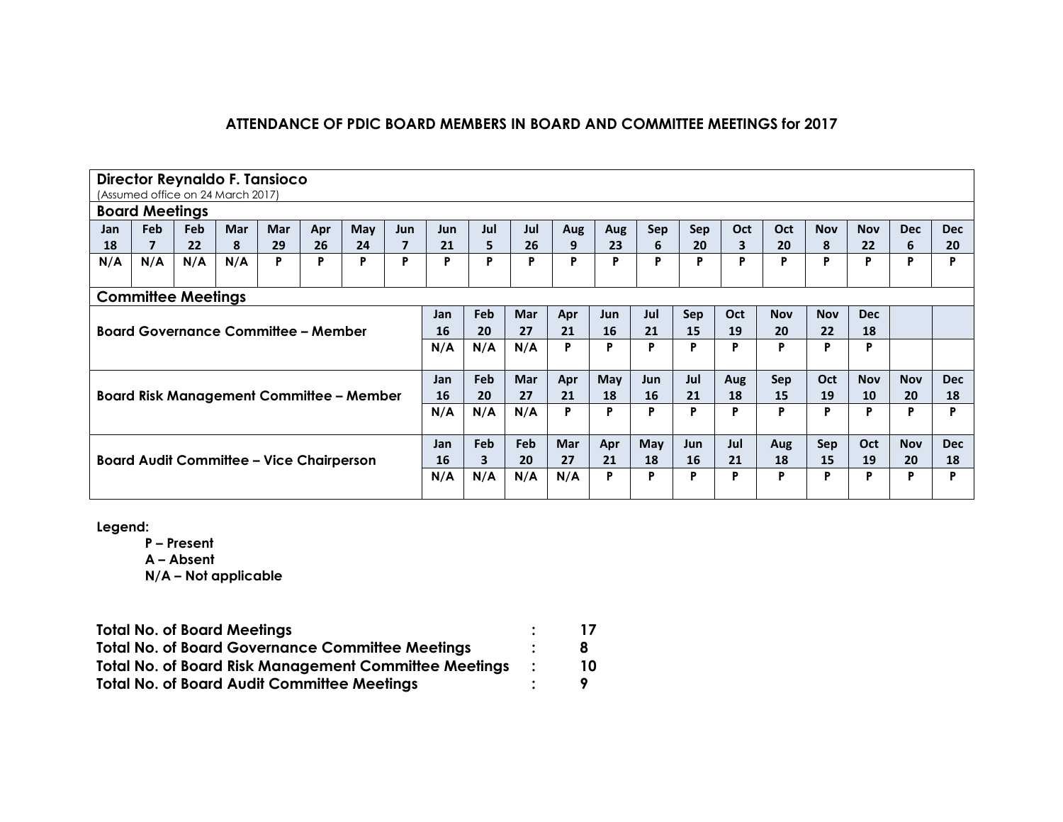## ATTENDANCE OF PDIC BOARD MEMBERS IN BOARD AND COMMITTEE MEETINGS for 2017

**Director Reynaldo F. Tansioco**
(Assumed office on 24 March 2017)

**Board Meetings**

| Jan 18 | Feb 7 | Feb 22 | Mar 8 | Mar 29 | Apr 26 | May 24 | Jun 7 | Jun 21 | Jul 5 | Jul 26 | Aug 9 | Aug 23 | Sep 6 | Sep 20 | Oct 3 | Oct 20 | Nov 8 | Nov 22 | Dec 6 | Dec 20 |
|---|---|---|---|---|---|---|---|---|---|---|---|---|---|---|---|---|---|---|---|---|
| N/A | N/A | N/A | N/A | P | P | P | P | P | P | P | P | P | P | P | P | P | P | P | P | P |

**Committee Meetings**

**Board Governance Committee – Member**

| Jan 16 | Feb 20 | Mar 27 | Apr 21 | Jun 16 | Jul 21 | Sep 15 | Oct 19 | Nov 20 | Nov 22 | Dec 18 |
|---|---|---|---|---|---|---|---|---|---|---|
| N/A | N/A | N/A | P | P | P | P | P | P | P | P |

**Board Risk Management Committee – Member**

| Jan 16 | Feb 20 | Mar 27 | Apr 21 | May 18 | Jun 16 | Jul 21 | Aug 18 | Sep 15 | Oct 19 | Nov 10 | Nov 20 | Dec 18 |
|---|---|---|---|---|---|---|---|---|---|---|---|---|
| N/A | N/A | N/A | P | P | P | P | P | P | P | P | P | P |

**Board Audit Committee – Vice Chairperson**

| Jan 16 | Feb 3 | Feb 20 | Mar 27 | Apr 21 | May 18 | Jun 16 | Jul 21 | Aug 18 | Sep 15 | Oct 19 | Nov 20 | Dec 18 |
|---|---|---|---|---|---|---|---|---|---|---|---|---|
| N/A | N/A | N/A | N/A | P | P | P | P | P | P | P | P | P |

**Legend:**

- **P – Present**
- **A – Absent**
- **N/A – Not applicable**

| | | |
|---|---|---|
| **Total No. of Board Meetings** | **:** | **17** |
| **Total No. of Board Governance Committee Meetings** | **:** | **8** |
| **Total No. of Board Risk Management Committee Meetings** | **:** | **10** |
| **Total No. of Board Audit Committee Meetings** | **:** | **9** |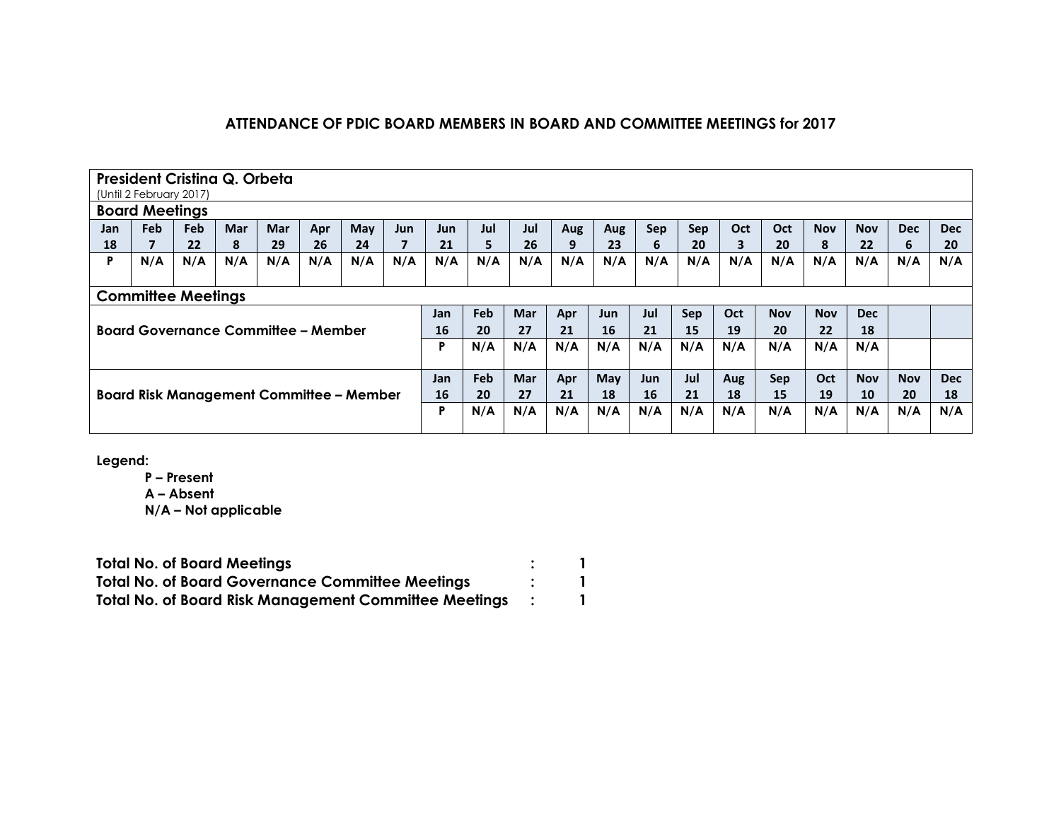## ATTENDANCE OF PDIC BOARD MEMBERS IN BOARD AND COMMITTEE MEETINGS for 2017

**President Cristina Q. Orbeta**
(Until 2 February 2017)

**Board Meetings**

| Jan 18 | Feb 7 | Feb 22 | Mar 8 | Mar 29 | Apr 26 | May 24 | Jun 7 | Jun 21 | Jul 5 | Jul 26 | Aug 9 | Aug 23 | Sep 6 | Sep 20 | Oct 3 | Oct 20 | Nov 8 | Nov 22 | Dec 6 | Dec 20 |
|---|---|---|---|---|---|---|---|---|---|---|---|---|---|---|---|---|---|---|---|---|
| P | N/A | N/A | N/A | N/A | N/A | N/A | N/A | N/A | N/A | N/A | N/A | N/A | N/A | N/A | N/A | N/A | N/A | N/A | N/A | N/A |

**Committee Meetings**

**Board Governance Committee – Member**

| Jan 16 | Feb 20 | Mar 27 | Apr 21 | Jun 16 | Jul 21 | Sep 15 | Oct 19 | Nov 20 | Nov 22 | Dec 18 |
|---|---|---|---|---|---|---|---|---|---|---|
| P | N/A | N/A | N/A | N/A | N/A | N/A | N/A | N/A | N/A | N/A |

**Board Risk Management Committee – Member**

| Jan 16 | Feb 20 | Mar 27 | Apr 21 | May 18 | Jun 16 | Jul 21 | Aug 18 | Sep 15 | Oct 19 | Nov 10 | Nov 20 | Dec 18 |
|---|---|---|---|---|---|---|---|---|---|---|---|---|
| P | N/A | N/A | N/A | N/A | N/A | N/A | N/A | N/A | N/A | N/A | N/A | N/A |

**Legend:**

- **P – Present**
- **A – Absent**
- **N/A – Not applicable**

**Total No. of Board Meetings : 1**
**Total No. of Board Governance Committee Meetings : 1**
**Total No. of Board Risk Management Committee Meetings : 1**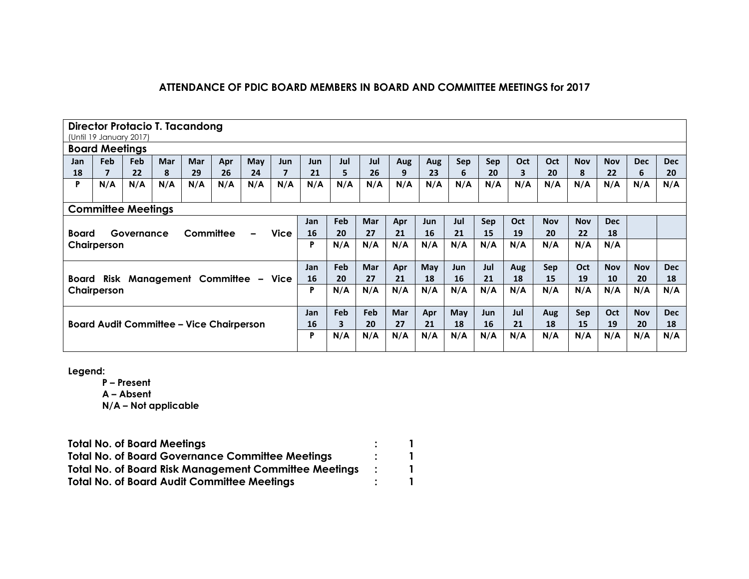## ATTENDANCE OF PDIC BOARD MEMBERS IN BOARD AND COMMITTEE MEETINGS for 2017

**Director Protacio T. Tacandong**
(Until 19 January 2017)

**Board Meetings**

| Jan 18 | Feb 7 | Feb 22 | Mar 8 | Mar 29 | Apr 26 | May 24 | Jun 7 | Jun 21 | Jul 5 | Jul 26 | Aug 9 | Aug 23 | Sep 6 | Sep 20 | Oct 3 | Oct 20 | Nov 8 | Nov 22 | Dec 6 | Dec 20 |
|---|---|---|---|---|---|---|---|---|---|---|---|---|---|---|---|---|---|---|---|---|
| P | N/A | N/A | N/A | N/A | N/A | N/A | N/A | N/A | N/A | N/A | N/A | N/A | N/A | N/A | N/A | N/A | N/A | N/A | N/A | N/A |

**Committee Meetings**

**Board Governance Committee – Vice Chairperson**

| Jan 16 | Feb 20 | Mar 27 | Apr 21 | Jun 16 | Jul 21 | Sep 15 | Oct 19 | Nov 20 | Nov 22 | Dec 18 |
|---|---|---|---|---|---|---|---|---|---|---|
| P | N/A | N/A | N/A | N/A | N/A | N/A | N/A | N/A | N/A | N/A |

**Board Risk Management Committee – Vice Chairperson**

| Jan 16 | Feb 20 | Mar 27 | Apr 21 | May 18 | Jun 16 | Jul 21 | Aug 18 | Sep 15 | Oct 19 | Nov 10 | Nov 20 | Dec 18 |
|---|---|---|---|---|---|---|---|---|---|---|---|---|
| P | N/A | N/A | N/A | N/A | N/A | N/A | N/A | N/A | N/A | N/A | N/A | N/A |

**Board Audit Committee – Vice Chairperson**

| Jan 16 | Feb 3 | Feb 20 | Mar 27 | Apr 21 | May 18 | Jun 16 | Jul 21 | Aug 18 | Sep 15 | Oct 19 | Nov 20 | Dec 18 |
|---|---|---|---|---|---|---|---|---|---|---|---|---|
| P | N/A | N/A | N/A | N/A | N/A | N/A | N/A | N/A | N/A | N/A | N/A | N/A |

**Legend:**

**P – Present**
**A – Absent**
**N/A – Not applicable**

**Total No. of Board Meetings : 1**
**Total No. of Board Governance Committee Meetings : 1**
**Total No. of Board Risk Management Committee Meetings : 1**
**Total No. of Board Audit Committee Meetings : 1**